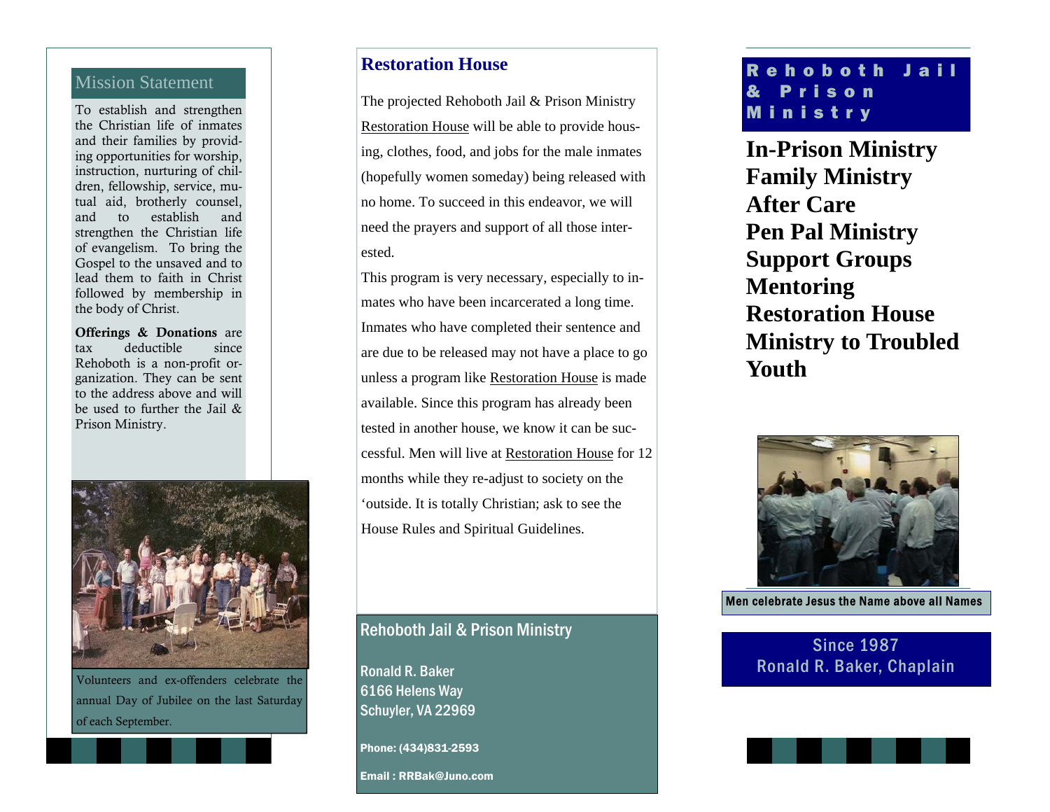## Mission Statement

To establish and strengthen the Christian life of inmates and their families by providing opportunities for worship, instruction, nurturing of children, fellowship, service, mutual aid, brotherly counsel, and to establish and strengthen the Christian life of evangelism. To bring the Gospel to the unsaved and to lead them to faith in Christ followed by membership in the body of Christ.

**Offerings & Donations** are tax deductible since Rehoboth is a non-profit organization. They can be sent to the address above and will be used to further the Jail & Prison Ministry.

Volunteers and ex-offenders celebrate the annual Day of Jubilee on the last Saturday of each September.

## Restoration House

The projected Rehoboth Jail & Prison Ministry Restoration House will be able to provide housing, clothes, food, and jobs for the male inmates (hopefully women someday) being released with no home. To succeed in this endeavor, we will need the prayers and support of all those interested.

This program is very necessary, especially to inmates who have been incarcerated a long time. Inmates who have completed their sentence and are due to be released may not have a place to go unless a program like Restoration House is made available. Since this program has already been tested in another house, we know it can be successful. Men will live at Restoration House for 12 months while they re-adjust to society on the 'outside. It is totally Christian; ask to see the House Rules and Spiritual Guidelines.

### Rehoboth Jail & Prison Ministry

Ronald R. Baker
6166 Helens Way
Schuyler, VA 22969

**Phone: (434)831-2593**

**Email : RRBak@Juno.com**

# Rehoboth Jail & Prison Ministry

**In-Prison Ministry**
**Family Ministry**
**After Care**
**Pen Pal Ministry**
**Support Groups**
**Mentoring**
**Restoration House**
**Ministry to Troubled Youth**

Men celebrate Jesus the Name above all Names

Since 1987
Ronald R. Baker, Chaplain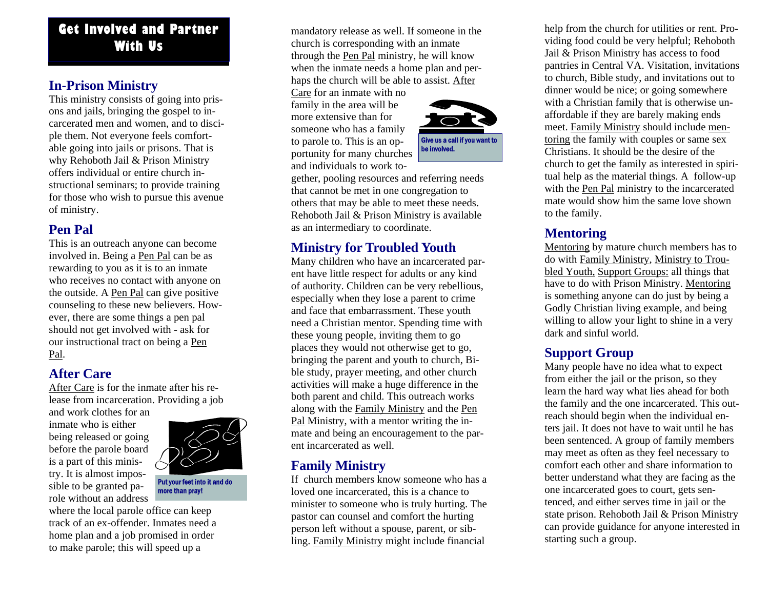# Get Involved and Partner With Us

## In-Prison Ministry

This ministry consists of going into prisons and jails, bringing the gospel to incarcerated men and women, and to disciple them. Not everyone feels comfortable going into jails or prisons. That is why Rehoboth Jail & Prison Ministry offers individual or entire church instructional seminars; to provide training for those who wish to pursue this avenue of ministry.

## Pen Pal

This is an outreach anyone can become involved in. Being a Pen Pal can be as rewarding to you as it is to an inmate who receives no contact with anyone on the outside. A Pen Pal can give positive counseling to these new believers. However, there are some things a pen pal should not get involved with - ask for our instructional tract on being a Pen Pal.

## After Care

After Care is for the inmate after his release from incarceration. Providing a job and work clothes for an inmate who is either being released or going before the parole board is a part of this ministry. It is almost impossible to be granted parole without an address where the local parole office can keep track of an ex-offender. Inmates need a home plan and a job promised in order to make parole; this will speed up a mandatory release as well. If someone in the church is corresponding with an inmate through the Pen Pal ministry, he will know when the inmate needs a home plan and perhaps the church will be able to assist. After Care for an inmate with no family in the area will be more extensive than for someone who has a family to parole to. This is an opportunity for many churches and individuals to work together, pooling resources and referring needs that cannot be met in one congregation to others that may be able to meet these needs. Rehoboth Jail & Prison Ministry is available as an intermediary to coordinate.

Put your feet into it and do more than pray!

Give us a call if you want to be involved.

## Ministry for Troubled Youth

Many children who have an incarcerated parent have little respect for adults or any kind of authority. Children can be very rebellious, especially when they lose a parent to crime and face that embarrassment. These youth need a Christian mentor. Spending time with these young people, inviting them to go places they would not otherwise get to go, bringing the parent and youth to church, Bible study, prayer meeting, and other church activities will make a huge difference in the both parent and child. This outreach works along with the Family Ministry and the Pen Pal Ministry, with a mentor writing the inmate and being an encouragement to the parent incarcerated as well.

## Family Ministry

If church members know someone who has a loved one incarcerated, this is a chance to minister to someone who is truly hurting. The pastor can counsel and comfort the hurting person left without a spouse, parent, or sibling. Family Ministry might include financial help from the church for utilities or rent. Providing food could be very helpful; Rehoboth Jail & Prison Ministry has access to food pantries in Central VA. Visitation, invitations to church, Bible study, and invitations out to dinner would be nice; or going somewhere with a Christian family that is otherwise unaffordable if they are barely making ends meet. Family Ministry should include mentoring the family with couples or same sex Christians. It should be the desire of the church to get the family as interested in spiritual help as the material things. A follow-up with the Pen Pal ministry to the incarcerated mate would show him the same love shown to the family.

## Mentoring

Mentoring by mature church members has to do with Family Ministry, Ministry to Troubled Youth, Support Groups: all things that have to do with Prison Ministry. Mentoring is something anyone can do just by being a Godly Christian living example, and being willing to allow your light to shine in a very dark and sinful world.

## Support Group

Many people have no idea what to expect from either the jail or the prison, so they learn the hard way what lies ahead for both the family and the one incarcerated. This outreach should begin when the individual enters jail. It does not have to wait until he has been sentenced. A group of family members may meet as often as they feel necessary to comfort each other and share information to better understand what they are facing as the one incarcerated goes to court, gets sentenced, and either serves time in jail or the state prison. Rehoboth Jail & Prison Ministry can provide guidance for anyone interested in starting such a group.